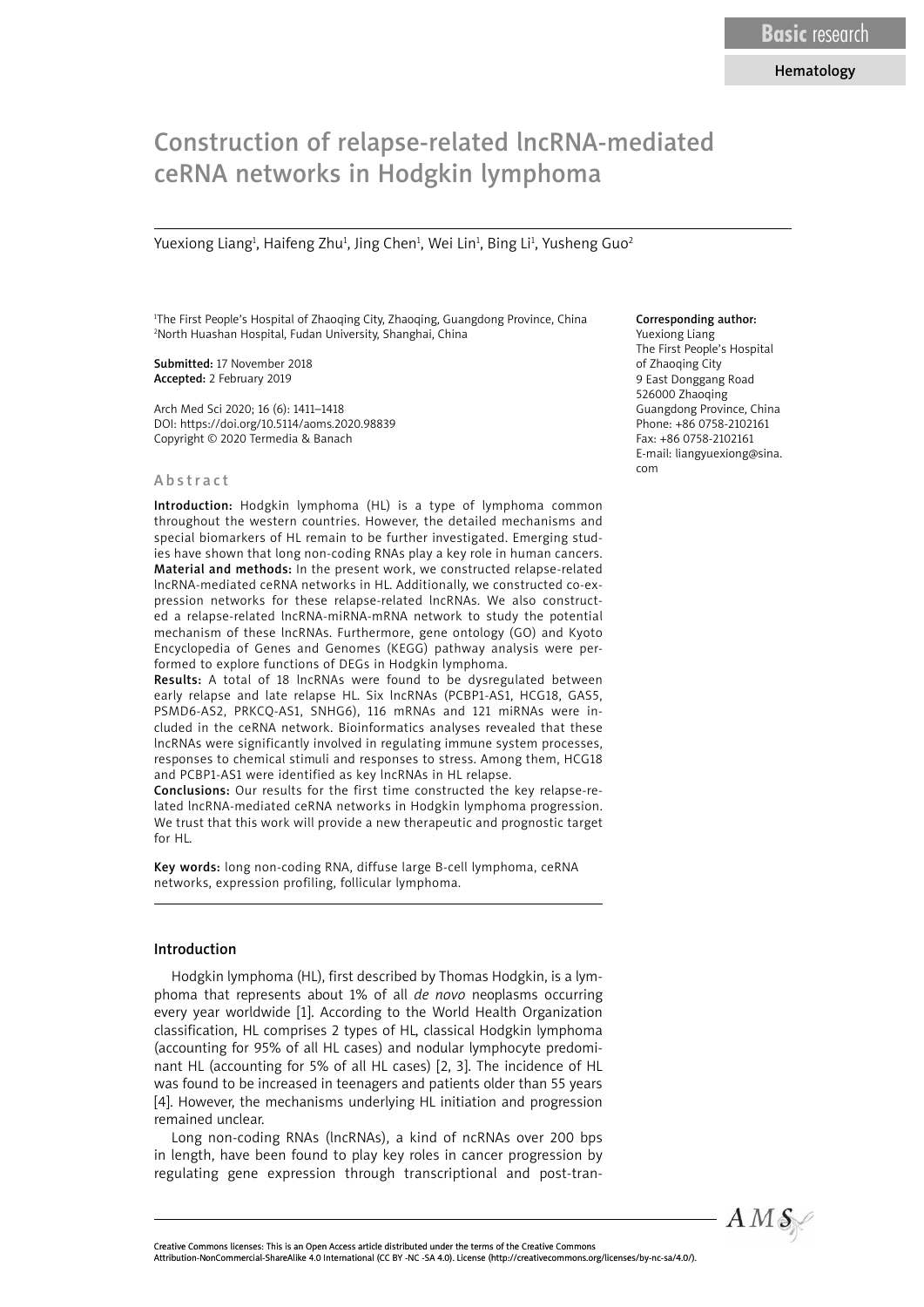Basic research

Hematology

# Construction of relapse-related lncRNA-mediated ceRNA networks in Hodgkin lymphoma

Yuexiong Liang[1], Haifeng Zhu[1], Jing Chen[1], Wei Lin[1], Bing Li[1], Yusheng Guo[2]

[1]The First People's Hospital of Zhaoqing City, Zhaoqing, Guangdong Province, China
[2]North Huashan Hospital, Fudan University, Shanghai, China

**Submitted:** 17 November 2018
**Accepted:** 2 February 2019

Arch Med Sci 2020; 16 (6): 1411–1418
DOI: https://doi.org/10.5114/aoms.2020.98839
Copyright © 2020 Termedia & Banach

**Corresponding author:**
Yuexiong Liang
The First People's Hospital of Zhaoqing City
9 East Donggang Road
526000 Zhaoqing
Guangdong Province, China
Phone: +86 0758-2102161
Fax: +86 0758-2102161
E-mail: liangyuexiong@sina.com

## Abstract

**Introduction:** Hodgkin lymphoma (HL) is a type of lymphoma common throughout the western countries. However, the detailed mechanisms and special biomarkers of HL remain to be further investigated. Emerging studies have shown that long non-coding RNAs play a key role in human cancers.

**Material and methods:** In the present work, we constructed relapse-related lncRNA-mediated ceRNA networks in HL. Additionally, we constructed co-expression networks for these relapse-related lncRNAs. We also constructed a relapse-related lncRNA-miRNA-mRNA network to study the potential mechanism of these lncRNAs. Furthermore, gene ontology (GO) and Kyoto Encyclopedia of Genes and Genomes (KEGG) pathway analysis were performed to explore functions of DEGs in Hodgkin lymphoma.

**Results:** A total of 18 lncRNAs were found to be dysregulated between early relapse and late relapse HL. Six lncRNAs (PCBP1-AS1, HCG18, GAS5, PSMD6-AS2, PRKCQ-AS1, SNHG6), 116 mRNAs and 121 miRNAs were included in the ceRNA network. Bioinformatics analyses revealed that these lncRNAs were significantly involved in regulating immune system processes, responses to chemical stimuli and responses to stress. Among them, HCG18 and PCBP1-AS1 were identified as key lncRNAs in HL relapse.

**Conclusions:** Our results for the first time constructed the key relapse-related lncRNA-mediated ceRNA networks in Hodgkin lymphoma progression. We trust that this work will provide a new therapeutic and prognostic target for HL.

**Key words:** long non-coding RNA, diffuse large B-cell lymphoma, ceRNA networks, expression profiling, follicular lymphoma.

## Introduction

Hodgkin lymphoma (HL), first described by Thomas Hodgkin, is a lymphoma that represents about 1% of all *de novo* neoplasms occurring every year worldwide [1]. According to the World Health Organization classification, HL comprises 2 types of HL, classical Hodgkin lymphoma (accounting for 95% of all HL cases) and nodular lymphocyte predominant HL (accounting for 5% of all HL cases) [2, 3]. The incidence of HL was found to be increased in teenagers and patients older than 55 years [4]. However, the mechanisms underlying HL initiation and progression remained unclear.

Long non-coding RNAs (lncRNAs), a kind of ncRNAs over 200 bps in length, have been found to play key roles in cancer progression by regulating gene expression through transcriptional and post-tran-

Creative Commons licenses: This is an Open Access article distributed under the terms of the Creative Commons Attribution-NonCommercial-ShareAlike 4.0 International (CC BY -NC -SA 4.0). License (http://creativecommons.org/licenses/by-nc-sa/4.0/).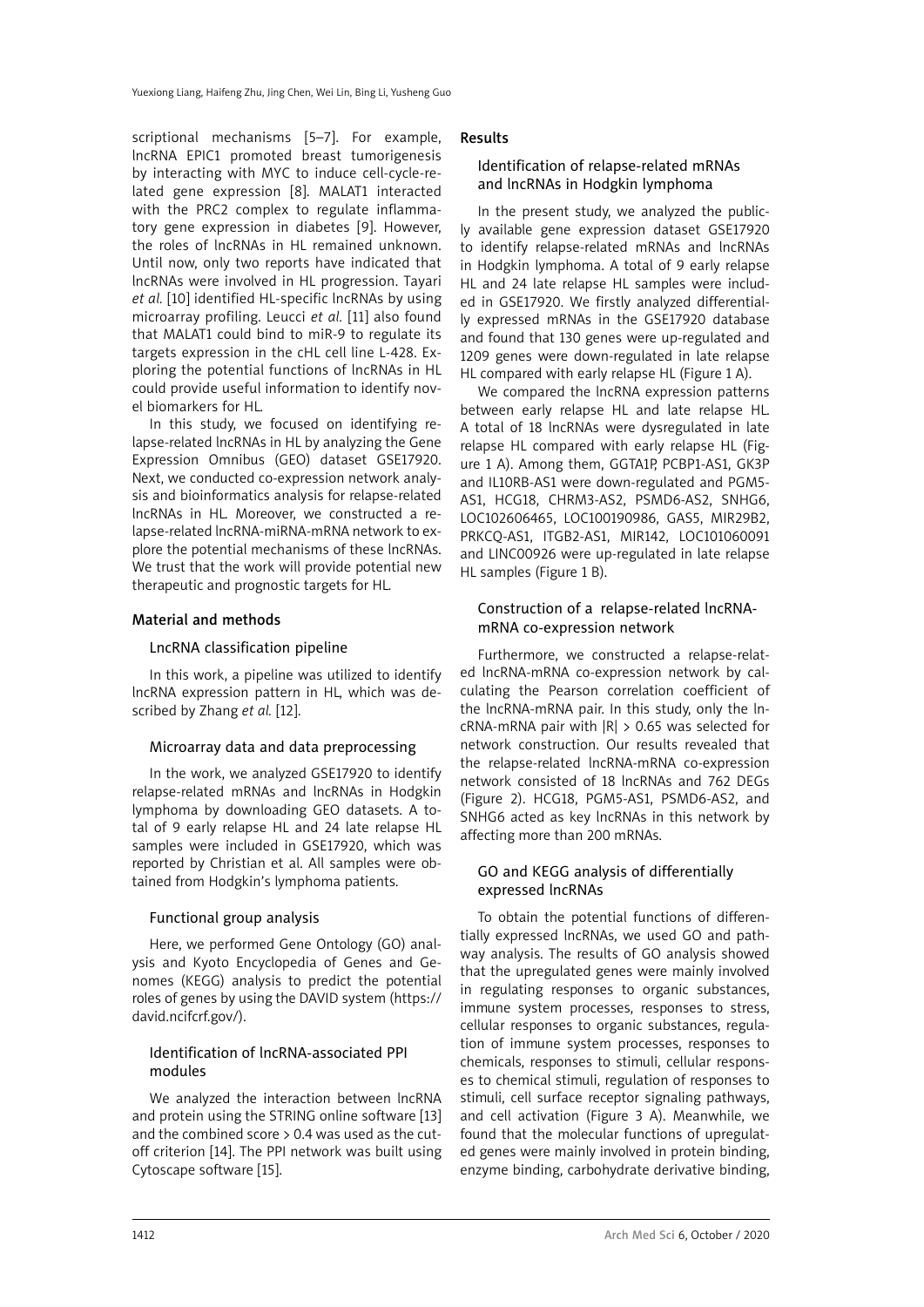scriptional mechanisms [5–7]. For example, lncRNA EPIC1 promoted breast tumorigenesis by interacting with MYC to induce cell-cycle-related gene expression [8]. MALAT1 interacted with the PRC2 complex to regulate inflammatory gene expression in diabetes [9]. However, the roles of lncRNAs in HL remained unknown. Until now, only two reports have indicated that lncRNAs were involved in HL progression. Tayari *et al.* [10] identified HL-specific lncRNAs by using microarray profiling. Leucci *et al.* [11] also found that MALAT1 could bind to miR-9 to regulate its targets expression in the cHL cell line L-428. Exploring the potential functions of lncRNAs in HL could provide useful information to identify novel biomarkers for HL.

In this study, we focused on identifying relapse-related lncRNAs in HL by analyzing the Gene Expression Omnibus (GEO) dataset GSE17920. Next, we conducted co-expression network analysis and bioinformatics analysis for relapse-related lncRNAs in HL. Moreover, we constructed a relapse-related lncRNA-miRNA-mRNA network to explore the potential mechanisms of these lncRNAs. We trust that the work will provide potential new therapeutic and prognostic targets for HL.

## Material and methods

### LncRNA classification pipeline

In this work, a pipeline was utilized to identify lncRNA expression pattern in HL, which was described by Zhang *et al.* [12].

### Microarray data and data preprocessing

In the work, we analyzed GSE17920 to identify relapse-related mRNAs and lncRNAs in Hodgkin lymphoma by downloading GEO datasets. A total of 9 early relapse HL and 24 late relapse HL samples were included in GSE17920, which was reported by Christian et al. All samples were obtained from Hodgkin's lymphoma patients.

### Functional group analysis

Here, we performed Gene Ontology (GO) analysis and Kyoto Encyclopedia of Genes and Genomes (KEGG) analysis to predict the potential roles of genes by using the DAVID system (https://david.ncifcrf.gov/).

### Identification of lncRNA-associated PPI modules

We analyzed the interaction between lncRNA and protein using the STRING online software [13] and the combined score > 0.4 was used as the cutoff criterion [14]. The PPI network was built using Cytoscape software [15].

## Results

### Identification of relapse-related mRNAs and lncRNAs in Hodgkin lymphoma

In the present study, we analyzed the publicly available gene expression dataset GSE17920 to identify relapse-related mRNAs and lncRNAs in Hodgkin lymphoma. A total of 9 early relapse HL and 24 late relapse HL samples were included in GSE17920. We firstly analyzed differentially expressed mRNAs in the GSE17920 database and found that 130 genes were up-regulated and 1209 genes were down-regulated in late relapse HL compared with early relapse HL (Figure 1 A).

We compared the lncRNA expression patterns between early relapse HL and late relapse HL. A total of 18 lncRNAs were dysregulated in late relapse HL compared with early relapse HL (Figure 1 A). Among them, GGTA1P, PCBP1-AS1, GK3P and IL10RB-AS1 were down-regulated and PGM5-AS1, HCG18, CHRM3-AS2, PSMD6-AS2, SNHG6, LOC102606465, LOC100190986, GAS5, MIR29B2, PRKCQ-AS1, ITGB2-AS1, MIR142, LOC101060091 and LINC00926 were up-regulated in late relapse HL samples (Figure 1 B).

### Construction of a relapse-related lncRNA-mRNA co-expression network

Furthermore, we constructed a relapse-related lncRNA-mRNA co-expression network by calculating the Pearson correlation coefficient of the lncRNA-mRNA pair. In this study, only the lncRNA-mRNA pair with $|R| > 0.65$ was selected for network construction. Our results revealed that the relapse-related lncRNA-mRNA co-expression network consisted of 18 lncRNAs and 762 DEGs (Figure 2). HCG18, PGM5-AS1, PSMD6-AS2, and SNHG6 acted as key lncRNAs in this network by affecting more than 200 mRNAs.

### GO and KEGG analysis of differentially expressed lncRNAs

To obtain the potential functions of differentially expressed lncRNAs, we used GO and pathway analysis. The results of GO analysis showed that the upregulated genes were mainly involved in regulating responses to organic substances, immune system processes, responses to stress, cellular responses to organic substances, regulation of immune system processes, responses to chemicals, responses to stimuli, cellular responses to chemical stimuli, regulation of responses to stimuli, cell surface receptor signaling pathways, and cell activation (Figure 3 A). Meanwhile, we found that the molecular functions of upregulated genes were mainly involved in protein binding, enzyme binding, carbohydrate derivative binding,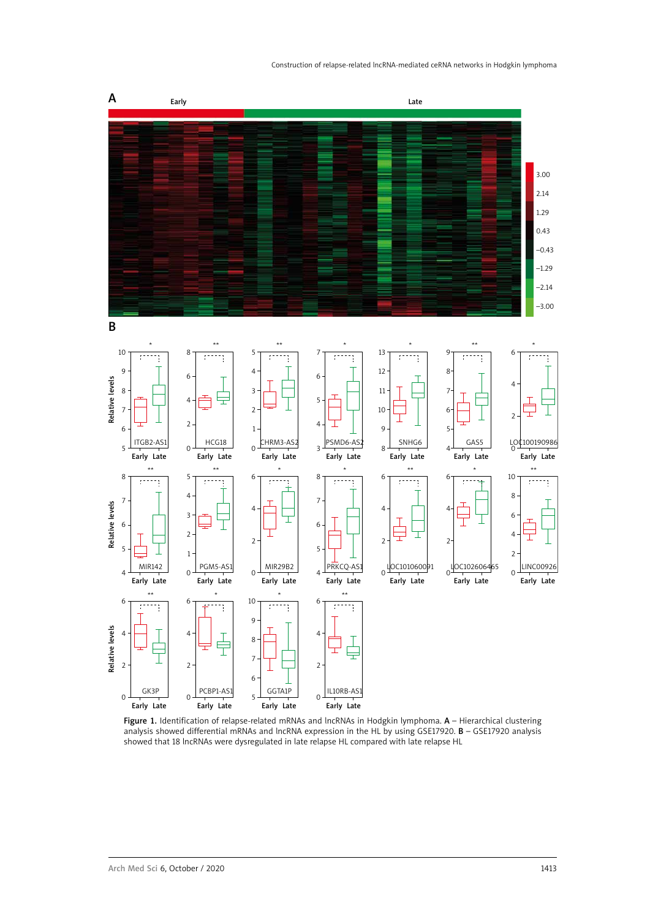Figure 1. Identification of relapse-related mRNAs and lncRNAs in Hodgkin lymphoma. **A** – Hierarchical clustering analysis showed differential mRNAs and lncRNA expression in the HL by using GSE17920. **B** – GSE17920 analysis showed that 18 lncRNAs were dysregulated in late relapse HL compared with late relapse HL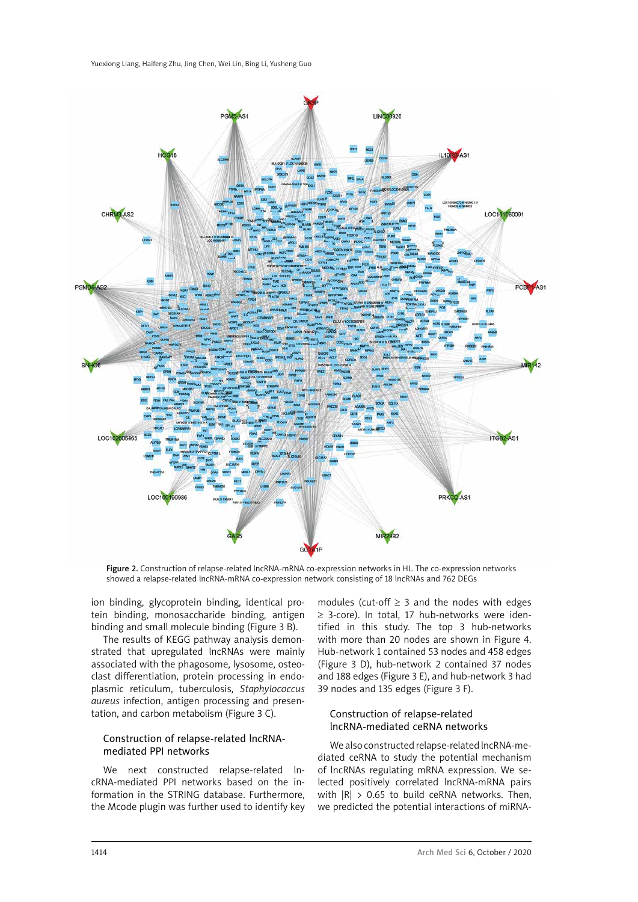**Figure 2.** Construction of relapse-related lncRNA-mRNA co-expression networks in HL. The co-expression networks showed a relapse-related lncRNA-mRNA co-expression network consisting of 18 lncRNAs and 762 DEGs

ion binding, glycoprotein binding, identical protein binding, monosaccharide binding, antigen binding and small molecule binding (Figure 3 B).

The results of KEGG pathway analysis demonstrated that upregulated lncRNAs were mainly associated with the phagosome, lysosome, osteoclast differentiation, protein processing in endoplasmic reticulum, tuberculosis, *Staphylococcus aureus* infection, antigen processing and presentation, and carbon metabolism (Figure 3 C).

### Construction of relapse-related lncRNA-mediated PPI networks

We next constructed relapse-related lncRNA-mediated PPI networks based on the information in the STRING database. Furthermore, the Mcode plugin was further used to identify key modules (cut-off ≥ 3 and the nodes with edges ≥ 3-core). In total, 17 hub-networks were identified in this study. The top 3 hub-networks with more than 20 nodes are shown in Figure 4. Hub-network 1 contained 53 nodes and 458 edges (Figure 3 D), hub-network 2 contained 37 nodes and 188 edges (Figure 3 E), and hub-network 3 had 39 nodes and 135 edges (Figure 3 F).

### Construction of relapse-related lncRNA-mediated ceRNA networks

We also constructed relapse-related lncRNA-mediated ceRNA to study the potential mechanism of lncRNAs regulating mRNA expression. We selected positively correlated lncRNA-mRNA pairs with $|R| > 0.65$ to build ceRNA networks. Then, we predicted the potential interactions of miRNA-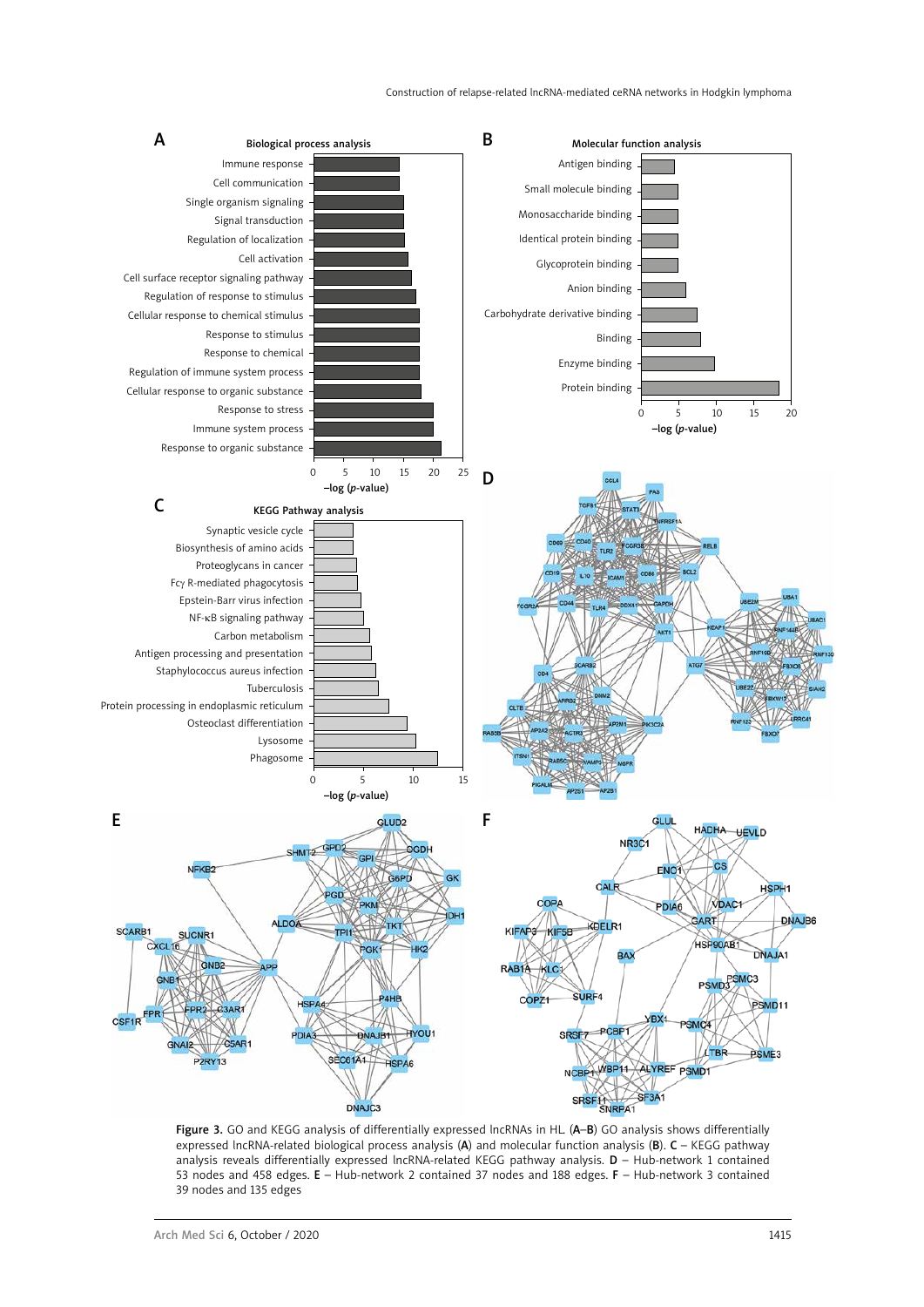Figure 3. GO and KEGG analysis of differentially expressed lncRNAs in HL (A–B) GO analysis shows differentially expressed lncRNA-related biological process analysis (A) and molecular function analysis (B). C – KEGG pathway analysis reveals differentially expressed lncRNA-related KEGG pathway analysis. D – Hub-network 1 contained 53 nodes and 458 edges. E – Hub-network 2 contained 37 nodes and 188 edges. F – Hub-network 3 contained 39 nodes and 135 edges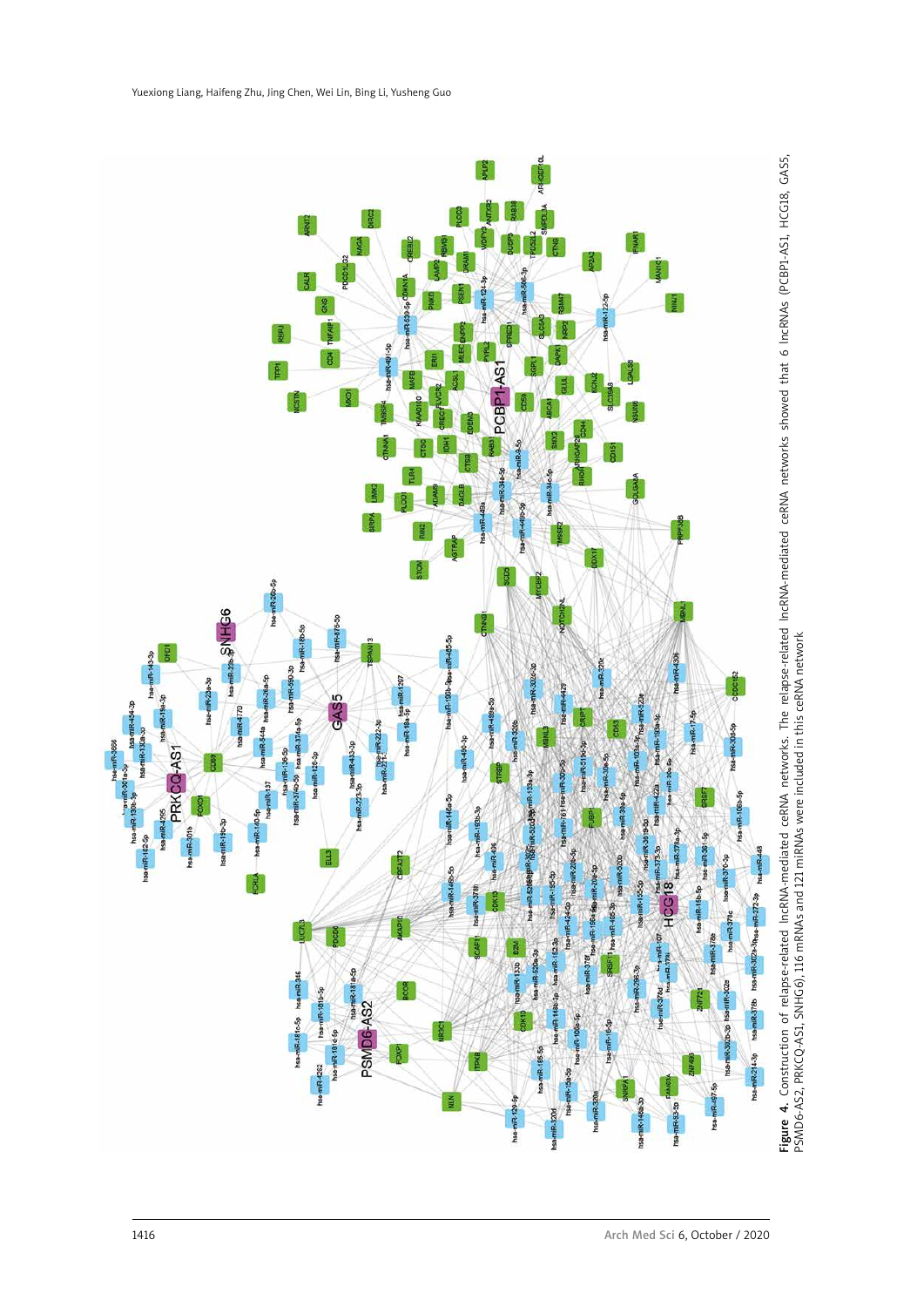**Figure 4.** Construction of relapse-related lncRNA-mediated ceRNA networks. The relapse-related lncRNA-mediated ceRNA networks showed that 6 lncRNAs (PCBP1-AS1, HCG18, GAS5, PSMD6-AS2, PRKCQ-AS1, SNHG6), 116 mRNAs and 121 miRNAs were included in this ceRNA network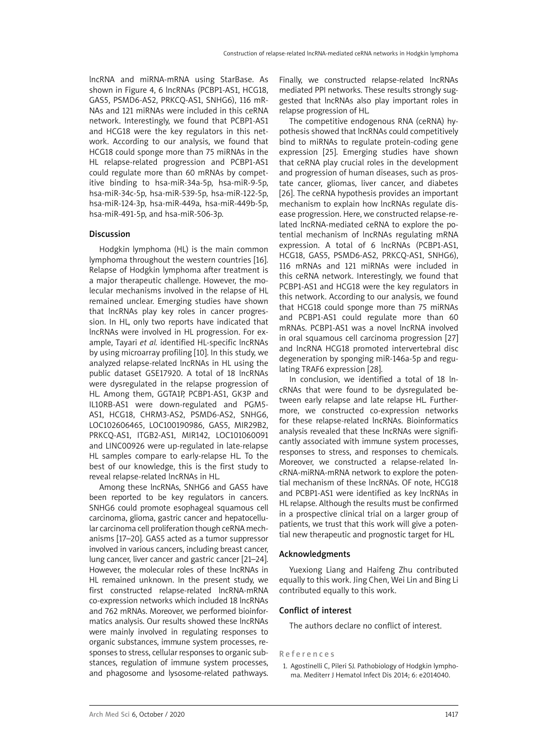lncRNA and miRNA-mRNA using StarBase. As shown in Figure 4, 6 lncRNAs (PCBP1-AS1, HCG18, GAS5, PSMD6-AS2, PRKCQ-AS1, SNHG6), 116 mRNAs and 121 miRNAs were included in this ceRNA network. Interestingly, we found that PCBP1-AS1 and HCG18 were the key regulators in this network. According to our analysis, we found that HCG18 could sponge more than 75 miRNAs in the HL relapse-related progression and PCBP1-AS1 could regulate more than 60 mRNAs by competitive binding to hsa-miR-34a-5p, hsa-miR-9-5p, hsa-miR-34c-5p, hsa-miR-539-5p, hsa-miR-122-5p, hsa-miR-124-3p, hsa-miR-449a, hsa-miR-449b-5p, hsa-miR-491-5p, and hsa-miR-506-3p.

## Discussion

Hodgkin lymphoma (HL) is the main common lymphoma throughout the western countries [16]. Relapse of Hodgkin lymphoma after treatment is a major therapeutic challenge. However, the molecular mechanisms involved in the relapse of HL remained unclear. Emerging studies have shown that lncRNAs play key roles in cancer progression. In HL, only two reports have indicated that lncRNAs were involved in HL progression. For example, Tayari *et al.* identified HL-specific lncRNAs by using microarray profiling [10]. In this study, we analyzed relapse-related lncRNAs in HL using the public dataset GSE17920. A total of 18 lncRNAs were dysregulated in the relapse progression of HL. Among them, GGTA1P, PCBP1-AS1, GK3P and IL10RB-AS1 were down-regulated and PGM5-AS1, HCG18, CHRM3-AS2, PSMD6-AS2, SNHG6, LOC102606465, LOC100190986, GAS5, MIR29B2, PRKCQ-AS1, ITGB2-AS1, MIR142, LOC101060091 and LINC00926 were up-regulated in late-relapse HL samples compare to early-relapse HL. To the best of our knowledge, this is the first study to reveal relapse-related lncRNAs in HL.

Among these lncRNAs, SNHG6 and GAS5 have been reported to be key regulators in cancers. SNHG6 could promote esophageal squamous cell carcinoma, glioma, gastric cancer and hepatocellular carcinoma cell proliferation though ceRNA mechanisms [17–20]. GAS5 acted as a tumor suppressor involved in various cancers, including breast cancer, lung cancer, liver cancer and gastric cancer [21–24]. However, the molecular roles of these lncRNAs in HL remained unknown. In the present study, we first constructed relapse-related lncRNA-mRNA co-expression networks which included 18 lncRNAs and 762 mRNAs. Moreover, we performed bioinformatics analysis. Our results showed these lncRNAs were mainly involved in regulating responses to organic substances, immune system processes, responses to stress, cellular responses to organic substances, regulation of immune system processes, and phagosome and lysosome-related pathways. Finally, we constructed relapse-related lncRNAs mediated PPI networks. These results strongly suggested that lncRNAs also play important roles in relapse progression of HL.

The competitive endogenous RNA (ceRNA) hypothesis showed that lncRNAs could competitively bind to miRNAs to regulate protein-coding gene expression [25]. Emerging studies have shown that ceRNA play crucial roles in the development and progression of human diseases, such as prostate cancer, gliomas, liver cancer, and diabetes [26]. The ceRNA hypothesis provides an important mechanism to explain how lncRNAs regulate disease progression. Here, we constructed relapse-related lncRNA-mediated ceRNA to explore the potential mechanism of lncRNAs regulating mRNA expression. A total of 6 lncRNAs (PCBP1-AS1, HCG18, GAS5, PSMD6-AS2, PRKCQ-AS1, SNHG6), 116 mRNAs and 121 miRNAs were included in this ceRNA network. Interestingly, we found that PCBP1-AS1 and HCG18 were the key regulators in this network. According to our analysis, we found that HCG18 could sponge more than 75 miRNAs and PCBP1-AS1 could regulate more than 60 mRNAs. PCBP1-AS1 was a novel lncRNA involved in oral squamous cell carcinoma progression [27] and lncRNA HCG18 promoted intervertebral disc degeneration by sponging miR-146a-5p and regulating TRAF6 expression [28].

In conclusion, we identified a total of 18 lncRNAs that were found to be dysregulated between early relapse and late relapse HL. Furthermore, we constructed co-expression networks for these relapse-related lncRNAs. Bioinformatics analysis revealed that these lncRNAs were significantly associated with immune system processes, responses to stress, and responses to chemicals. Moreover, we constructed a relapse-related lncRNA-miRNA-mRNA network to explore the potential mechanism of these lncRNAs. OF note, HCG18 and PCBP1-AS1 were identified as key lncRNAs in HL relapse. Although the results must be confirmed in a prospective clinical trial on a larger group of patients, we trust that this work will give a potential new therapeutic and prognostic target for HL.

## Acknowledgments

Yuexiong Liang and Haifeng Zhu contributed equally to this work. Jing Chen, Wei Lin and Bing Li contributed equally to this work.

## Conflict of interest

The authors declare no conflict of interest.

## References

1. Agostinelli C, Pileri SJ. Pathobiology of Hodgkin lymphoma. Mediterr J Hematol Infect Dis 2014; 6: e2014040.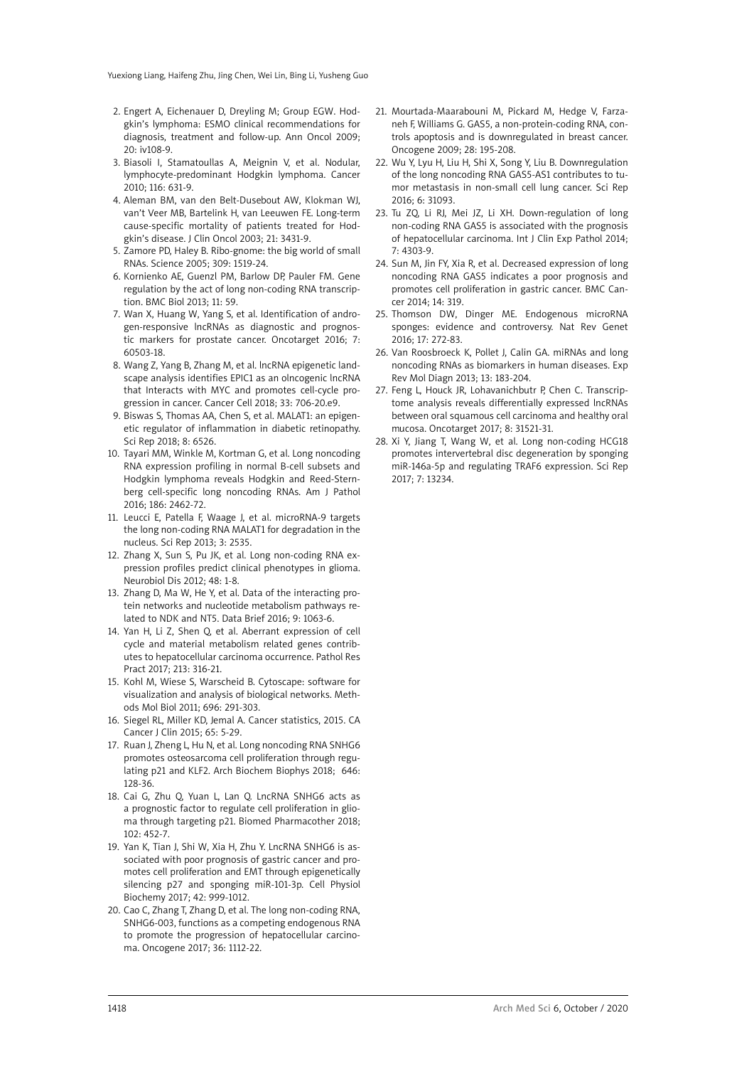2. Engert A, Eichenauer D, Dreyling M; Group EGW. Hodgkin's lymphoma: ESMO clinical recommendations for diagnosis, treatment and follow-up. Ann Oncol 2009; 20: iv108-9.
3. Biasoli I, Stamatoullas A, Meignin V, et al. Nodular, lymphocyte-predominant Hodgkin lymphoma. Cancer 2010; 116: 631-9.
4. Aleman BM, van den Belt-Dusebout AW, Klokman WJ, van't Veer MB, Bartelink H, van Leeuwen FE. Long-term cause-specific mortality of patients treated for Hodgkin's disease. J Clin Oncol 2003; 21: 3431-9.
5. Zamore PD, Haley B. Ribo-gnome: the big world of small RNAs. Science 2005; 309: 1519-24.
6. Kornienko AE, Guenzl PM, Barlow DP, Pauler FM. Gene regulation by the act of long non-coding RNA transcription. BMC Biol 2013; 11: 59.
7. Wan X, Huang W, Yang S, et al. Identification of androgen-responsive lncRNAs as diagnostic and prognostic markers for prostate cancer. Oncotarget 2016; 7: 60503-18.
8. Wang Z, Yang B, Zhang M, et al. lncRNA epigenetic landscape analysis identifies EPIC1 as an oIncogenic lncRNA that Interacts with MYC and promotes cell-cycle progression in cancer. Cancer Cell 2018; 33: 706-20.e9.
9. Biswas S, Thomas AA, Chen S, et al. MALAT1: an epigenetic regulator of inflammation in diabetic retinopathy. Sci Rep 2018; 8: 6526.
10. Tayari MM, Winkle M, Kortman G, et al. Long noncoding RNA expression profiling in normal B-cell subsets and Hodgkin lymphoma reveals Hodgkin and Reed-Sternberg cell-specific long noncoding RNAs. Am J Pathol 2016; 186: 2462-72.
11. Leucci E, Patella F, Waage J, et al. microRNA-9 targets the long non-coding RNA MALAT1 for degradation in the nucleus. Sci Rep 2013; 3: 2535.
12. Zhang X, Sun S, Pu JK, et al. Long non-coding RNA expression profiles predict clinical phenotypes in glioma. Neurobiol Dis 2012; 48: 1-8.
13. Zhang D, Ma W, He Y, et al. Data of the interacting protein networks and nucleotide metabolism pathways related to NDK and NT5. Data Brief 2016; 9: 1063-6.
14. Yan H, Li Z, Shen Q, et al. Aberrant expression of cell cycle and material metabolism related genes contributes to hepatocellular carcinoma occurrence. Pathol Res Pract 2017; 213: 316-21.
15. Kohl M, Wiese S, Warscheid B. Cytoscape: software for visualization and analysis of biological networks. Methods Mol Biol 2011; 696: 291-303.
16. Siegel RL, Miller KD, Jemal A. Cancer statistics, 2015. CA Cancer J Clin 2015; 65: 5-29.
17. Ruan J, Zheng L, Hu N, et al. Long noncoding RNA SNHG6 promotes osteosarcoma cell proliferation through regulating p21 and KLF2. Arch Biochem Biophys 2018; 646: 128-36.
18. Cai G, Zhu Q, Yuan L, Lan Q. LncRNA SNHG6 acts as a prognostic factor to regulate cell proliferation in glioma through targeting p21. Biomed Pharmacother 2018; 102: 452-7.
19. Yan K, Tian J, Shi W, Xia H, Zhu Y. LncRNA SNHG6 is associated with poor prognosis of gastric cancer and promotes cell proliferation and EMT through epigenetically silencing p27 and sponging miR-101-3p. Cell Physiol Biochemy 2017; 42: 999-1012.
20. Cao C, Zhang T, Zhang D, et al. The long non-coding RNA, SNHG6-003, functions as a competing endogenous RNA to promote the progression of hepatocellular carcinoma. Oncogene 2017; 36: 1112-22.
21. Mourtada-Maarabouni M, Pickard M, Hedge V, Farzaneh F, Williams G. GAS5, a non-protein-coding RNA, controls apoptosis and is downregulated in breast cancer. Oncogene 2009; 28: 195-208.
22. Wu Y, Lyu H, Liu H, Shi X, Song Y, Liu B. Downregulation of the long noncoding RNA GAS5-AS1 contributes to tumor metastasis in non-small cell lung cancer. Sci Rep 2016; 6: 31093.
23. Tu ZQ, Li RJ, Mei JZ, Li XH. Down-regulation of long non-coding RNA GAS5 is associated with the prognosis of hepatocellular carcinoma. Int J Clin Exp Pathol 2014; 7: 4303-9.
24. Sun M, Jin FY, Xia R, et al. Decreased expression of long noncoding RNA GAS5 indicates a poor prognosis and promotes cell proliferation in gastric cancer. BMC Cancer 2014; 14: 319.
25. Thomson DW, Dinger ME. Endogenous microRNA sponges: evidence and controversy. Nat Rev Genet 2016; 17: 272-83.
26. Van Roosbroeck K, Pollet J, Calin GA. miRNAs and long noncoding RNAs as biomarkers in human diseases. Exp Rev Mol Diagn 2013; 13: 183-204.
27. Feng L, Houck JR, Lohavanichbutr P, Chen C. Transcriptome analysis reveals differentially expressed lncRNAs between oral squamous cell carcinoma and healthy oral mucosa. Oncotarget 2017; 8: 31521-31.
28. Xi Y, Jiang T, Wang W, et al. Long non-coding HCG18 promotes intervertebral disc degeneration by sponging miR-146a-5p and regulating TRAF6 expression. Sci Rep 2017; 7: 13234.